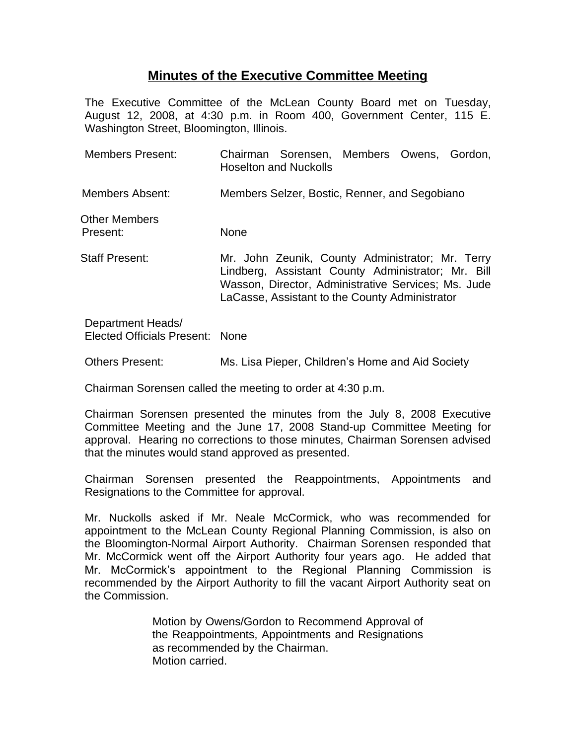# Minutes of the Executive Committee Meeting

The Executive Committee of the McLean County Board met on Tuesday, August 12, 2008, at 4:30 p.m. in Room 400, Government Center, 115 E. Washington Street, Bloomington, Illinois.

| | |
|---|---|
| Members Present: | Chairman Sorensen, Members Owens, Gordon, Hoselton and Nuckolls |
| Members Absent: | Members Selzer, Bostic, Renner, and Segobiano |
| Other Members Present: | None |
| Staff Present: | Mr. John Zeunik, County Administrator; Mr. Terry Lindberg, Assistant County Administrator; Mr. Bill Wasson, Director, Administrative Services; Ms. Jude LaCasse, Assistant to the County Administrator |
| Department Heads/ Elected Officials Present: | None |
| Others Present: | Ms. Lisa Pieper, Children's Home and Aid Society |

Chairman Sorensen called the meeting to order at 4:30 p.m.

Chairman Sorensen presented the minutes from the July 8, 2008 Executive Committee Meeting and the June 17, 2008 Stand-up Committee Meeting for approval. Hearing no corrections to those minutes, Chairman Sorensen advised that the minutes would stand approved as presented.

Chairman Sorensen presented the Reappointments, Appointments and Resignations to the Committee for approval.

Mr. Nuckolls asked if Mr. Neale McCormick, who was recommended for appointment to the McLean County Regional Planning Commission, is also on the Bloomington-Normal Airport Authority. Chairman Sorensen responded that Mr. McCormick went off the Airport Authority four years ago. He added that Mr. McCormick's appointment to the Regional Planning Commission is recommended by the Airport Authority to fill the vacant Airport Authority seat on the Commission.

> Motion by Owens/Gordon to Recommend Approval of the Reappointments, Appointments and Resignations as recommended by the Chairman.
> Motion carried.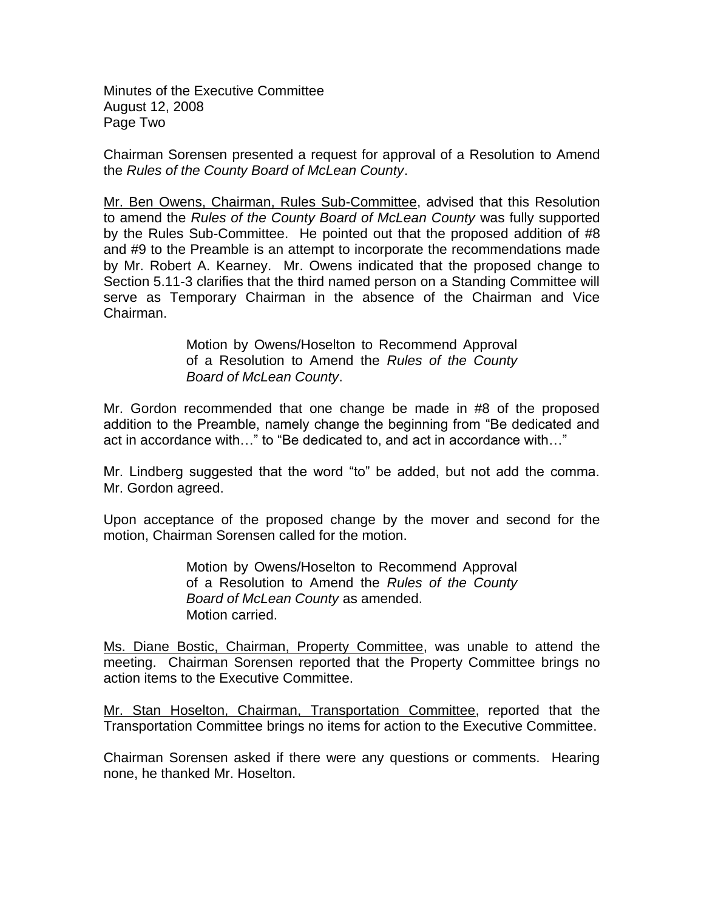Chairman Sorensen presented a request for approval of a Resolution to Amend the *Rules of the County Board of McLean County*.

Mr. Ben Owens, Chairman, Rules Sub-Committee, advised that this Resolution to amend the *Rules of the County Board of McLean County* was fully supported by the Rules Sub-Committee. He pointed out that the proposed addition of #8 and #9 to the Preamble is an attempt to incorporate the recommendations made by Mr. Robert A. Kearney. Mr. Owens indicated that the proposed change to Section 5.11-3 clarifies that the third named person on a Standing Committee will serve as Temporary Chairman in the absence of the Chairman and Vice Chairman.

> Motion by Owens/Hoselton to Recommend Approval of a Resolution to Amend the *Rules of the County Board of McLean County*.

Mr. Gordon recommended that one change be made in #8 of the proposed addition to the Preamble, namely change the beginning from "Be dedicated and act in accordance with…" to "Be dedicated to, and act in accordance with…"

Mr. Lindberg suggested that the word "to" be added, but not add the comma. Mr. Gordon agreed.

Upon acceptance of the proposed change by the mover and second for the motion, Chairman Sorensen called for the motion.

> Motion by Owens/Hoselton to Recommend Approval of a Resolution to Amend the *Rules of the County Board of McLean County* as amended.
> Motion carried.

Ms. Diane Bostic, Chairman, Property Committee, was unable to attend the meeting. Chairman Sorensen reported that the Property Committee brings no action items to the Executive Committee.

Mr. Stan Hoselton, Chairman, Transportation Committee, reported that the Transportation Committee brings no items for action to the Executive Committee.

Chairman Sorensen asked if there were any questions or comments. Hearing none, he thanked Mr. Hoselton.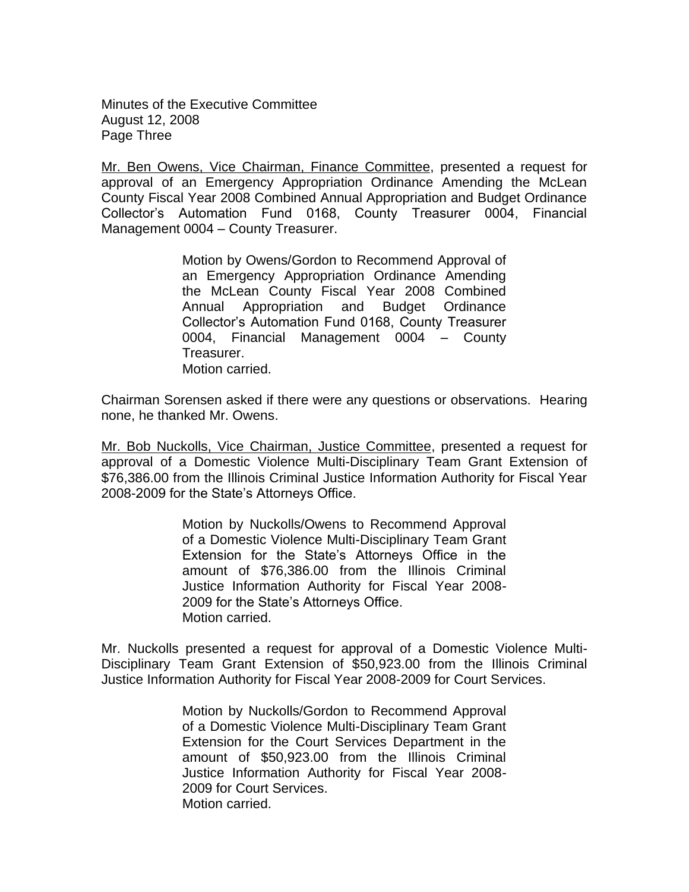Minutes of the Executive Committee
August 12, 2008
Page Three

Mr. Ben Owens, Vice Chairman, Finance Committee, presented a request for approval of an Emergency Appropriation Ordinance Amending the McLean County Fiscal Year 2008 Combined Annual Appropriation and Budget Ordinance Collector's Automation Fund 0168, County Treasurer 0004, Financial Management 0004 – County Treasurer.

> Motion by Owens/Gordon to Recommend Approval of an Emergency Appropriation Ordinance Amending the McLean County Fiscal Year 2008 Combined Annual Appropriation and Budget Ordinance Collector's Automation Fund 0168, County Treasurer 0004, Financial Management 0004 – County Treasurer.
> Motion carried.

Chairman Sorensen asked if there were any questions or observations. Hearing none, he thanked Mr. Owens.

Mr. Bob Nuckolls, Vice Chairman, Justice Committee, presented a request for approval of a Domestic Violence Multi-Disciplinary Team Grant Extension of $76,386.00 from the Illinois Criminal Justice Information Authority for Fiscal Year 2008-2009 for the State's Attorneys Office.

> Motion by Nuckolls/Owens to Recommend Approval of a Domestic Violence Multi-Disciplinary Team Grant Extension for the State's Attorneys Office in the amount of $76,386.00 from the Illinois Criminal Justice Information Authority for Fiscal Year 2008-2009 for the State's Attorneys Office.
> Motion carried.

Mr. Nuckolls presented a request for approval of a Domestic Violence Multi-Disciplinary Team Grant Extension of $50,923.00 from the Illinois Criminal Justice Information Authority for Fiscal Year 2008-2009 for Court Services.

> Motion by Nuckolls/Gordon to Recommend Approval of a Domestic Violence Multi-Disciplinary Team Grant Extension for the Court Services Department in the amount of $50,923.00 from the Illinois Criminal Justice Information Authority for Fiscal Year 2008-2009 for Court Services.
> Motion carried.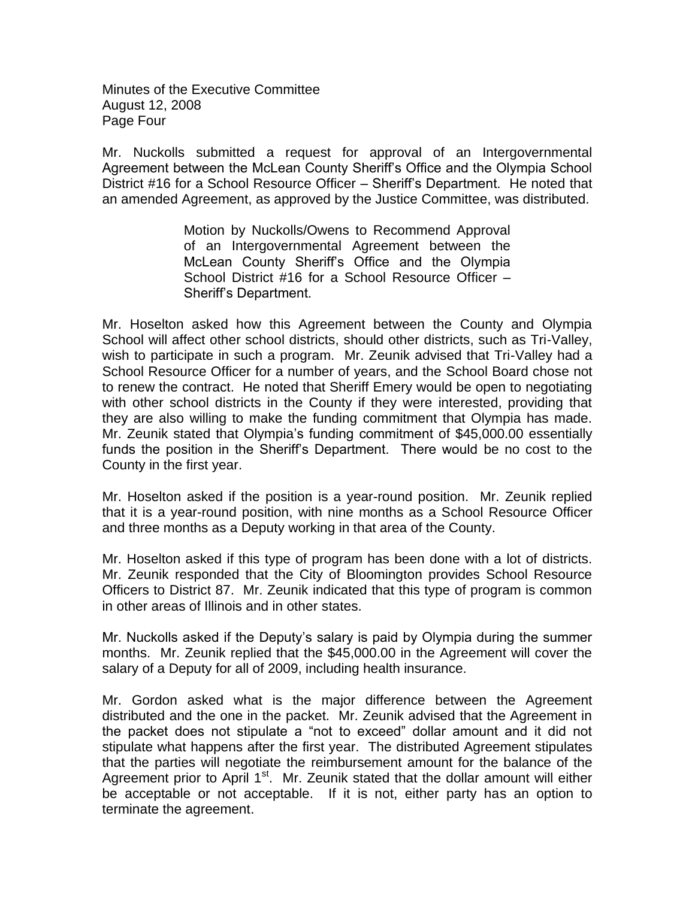Minutes of the Executive Committee
August 12, 2008
Page Four

Mr. Nuckolls submitted a request for approval of an Intergovernmental Agreement between the McLean County Sheriff's Office and the Olympia School District #16 for a School Resource Officer – Sheriff's Department. He noted that an amended Agreement, as approved by the Justice Committee, was distributed.

> Motion by Nuckolls/Owens to Recommend Approval of an Intergovernmental Agreement between the McLean County Sheriff's Office and the Olympia School District #16 for a School Resource Officer – Sheriff's Department.

Mr. Hoselton asked how this Agreement between the County and Olympia School will affect other school districts, should other districts, such as Tri-Valley, wish to participate in such a program. Mr. Zeunik advised that Tri-Valley had a School Resource Officer for a number of years, and the School Board chose not to renew the contract. He noted that Sheriff Emery would be open to negotiating with other school districts in the County if they were interested, providing that they are also willing to make the funding commitment that Olympia has made. Mr. Zeunik stated that Olympia's funding commitment of $45,000.00 essentially funds the position in the Sheriff's Department. There would be no cost to the County in the first year.

Mr. Hoselton asked if the position is a year-round position. Mr. Zeunik replied that it is a year-round position, with nine months as a School Resource Officer and three months as a Deputy working in that area of the County.

Mr. Hoselton asked if this type of program has been done with a lot of districts. Mr. Zeunik responded that the City of Bloomington provides School Resource Officers to District 87. Mr. Zeunik indicated that this type of program is common in other areas of Illinois and in other states.

Mr. Nuckolls asked if the Deputy's salary is paid by Olympia during the summer months. Mr. Zeunik replied that the $45,000.00 in the Agreement will cover the salary of a Deputy for all of 2009, including health insurance.

Mr. Gordon asked what is the major difference between the Agreement distributed and the one in the packet. Mr. Zeunik advised that the Agreement in the packet does not stipulate a "not to exceed" dollar amount and it did not stipulate what happens after the first year. The distributed Agreement stipulates that the parties will negotiate the reimbursement amount for the balance of the Agreement prior to April 1st. Mr. Zeunik stated that the dollar amount will either be acceptable or not acceptable. If it is not, either party has an option to terminate the agreement.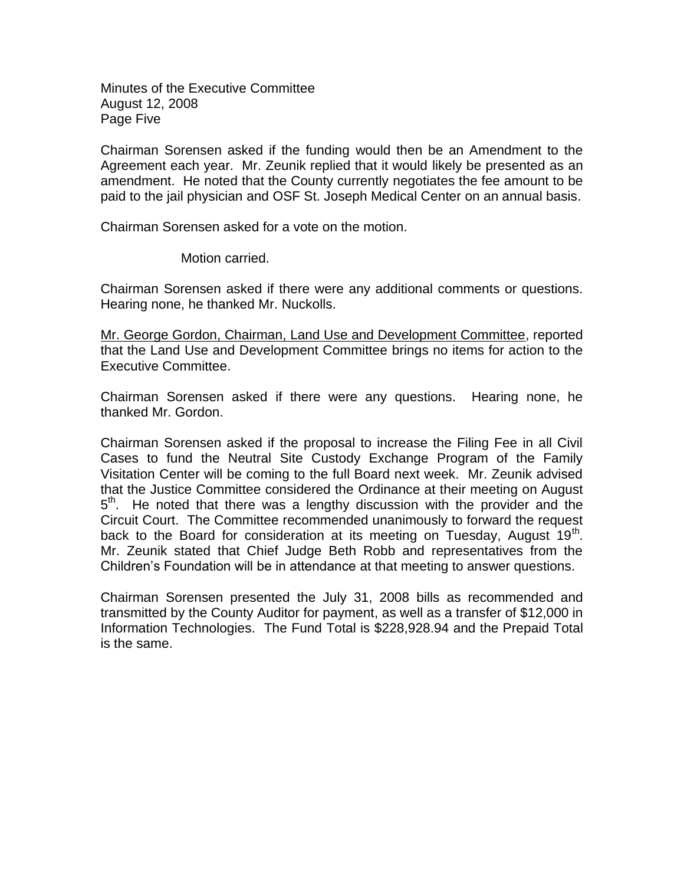Chairman Sorensen asked if the funding would then be an Amendment to the Agreement each year. Mr. Zeunik replied that it would likely be presented as an amendment. He noted that the County currently negotiates the fee amount to be paid to the jail physician and OSF St. Joseph Medical Center on an annual basis.

Chairman Sorensen asked for a vote on the motion.

Motion carried.

Chairman Sorensen asked if there were any additional comments or questions. Hearing none, he thanked Mr. Nuckolls.

Mr. George Gordon, Chairman, Land Use and Development Committee, reported that the Land Use and Development Committee brings no items for action to the Executive Committee.

Chairman Sorensen asked if there were any questions. Hearing none, he thanked Mr. Gordon.

Chairman Sorensen asked if the proposal to increase the Filing Fee in all Civil Cases to fund the Neutral Site Custody Exchange Program of the Family Visitation Center will be coming to the full Board next week. Mr. Zeunik advised that the Justice Committee considered the Ordinance at their meeting on August 5th. He noted that there was a lengthy discussion with the provider and the Circuit Court. The Committee recommended unanimously to forward the request back to the Board for consideration at its meeting on Tuesday, August 19th. Mr. Zeunik stated that Chief Judge Beth Robb and representatives from the Children's Foundation will be in attendance at that meeting to answer questions.

Chairman Sorensen presented the July 31, 2008 bills as recommended and transmitted by the County Auditor for payment, as well as a transfer of $12,000 in Information Technologies. The Fund Total is $228,928.94 and the Prepaid Total is the same.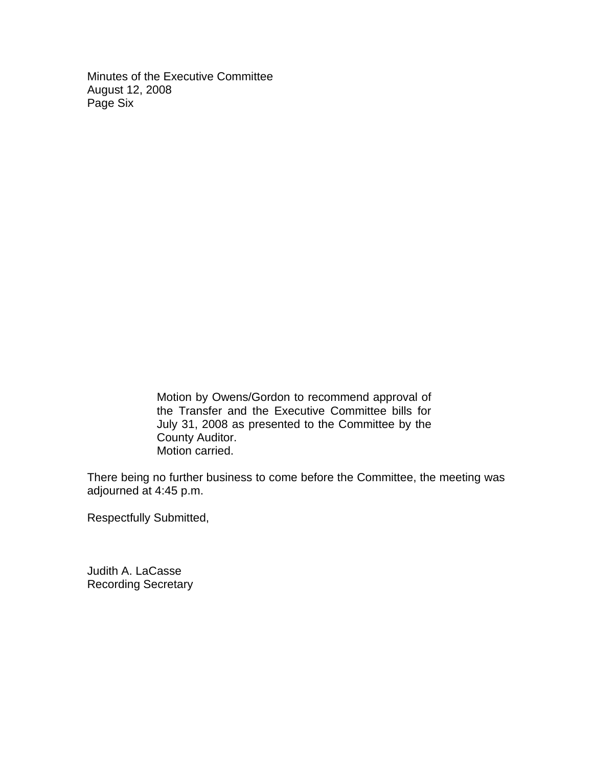Motion by Owens/Gordon to recommend approval of the Transfer and the Executive Committee bills for July 31, 2008 as presented to the Committee by the County Auditor.
Motion carried.

There being no further business to come before the Committee, the meeting was adjourned at 4:45 p.m.

Respectfully Submitted,

Judith A. LaCasse
Recording Secretary